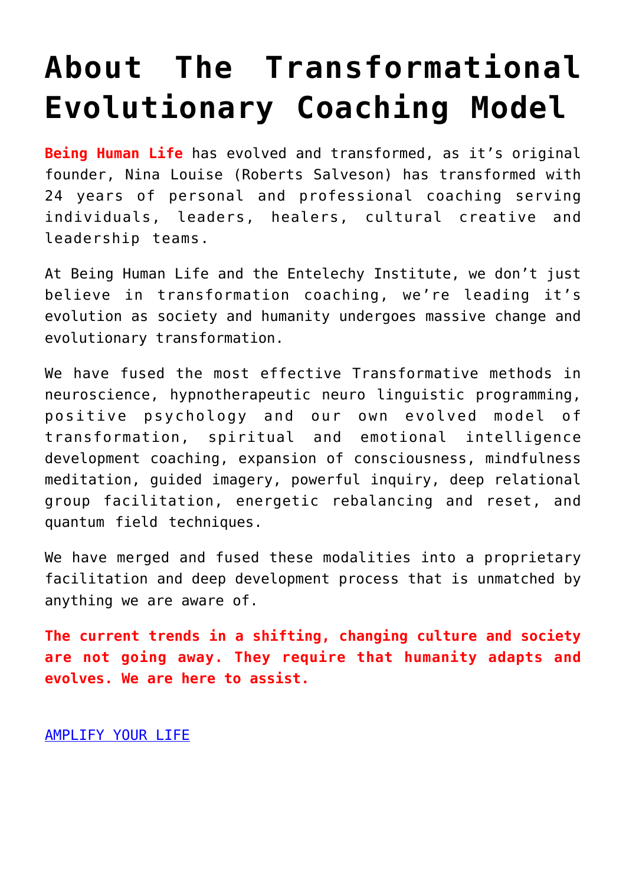# About The Transformational Evolutionary Coaching Model

**Being Human Life** has evolved and transformed, as it's original founder, Nina Louise (Roberts Salveson) has transformed with 24 years of personal and professional coaching serving individuals, leaders, healers, cultural creative and leadership teams.

At Being Human Life and the Entelechy Institute, we don't just believe in transformation coaching, we're leading it's evolution as society and humanity undergoes massive change and evolutionary transformation.

We have fused the most effective Transformative methods in neuroscience, hypnotherapeutic neuro linguistic programming, positive psychology and our own evolved model of transformation, spiritual and emotional intelligence development coaching, expansion of consciousness, mindfulness meditation, guided imagery, powerful inquiry, deep relational group facilitation, energetic rebalancing and reset, and quantum field techniques.

We have merged and fused these modalities into a proprietary facilitation and deep development process that is unmatched by anything we are aware of.

**The current trends in a shifting, changing culture and society are not going away. They require that humanity adapts and evolves. We are here to assist.**

AMPLIFY YOUR LIFE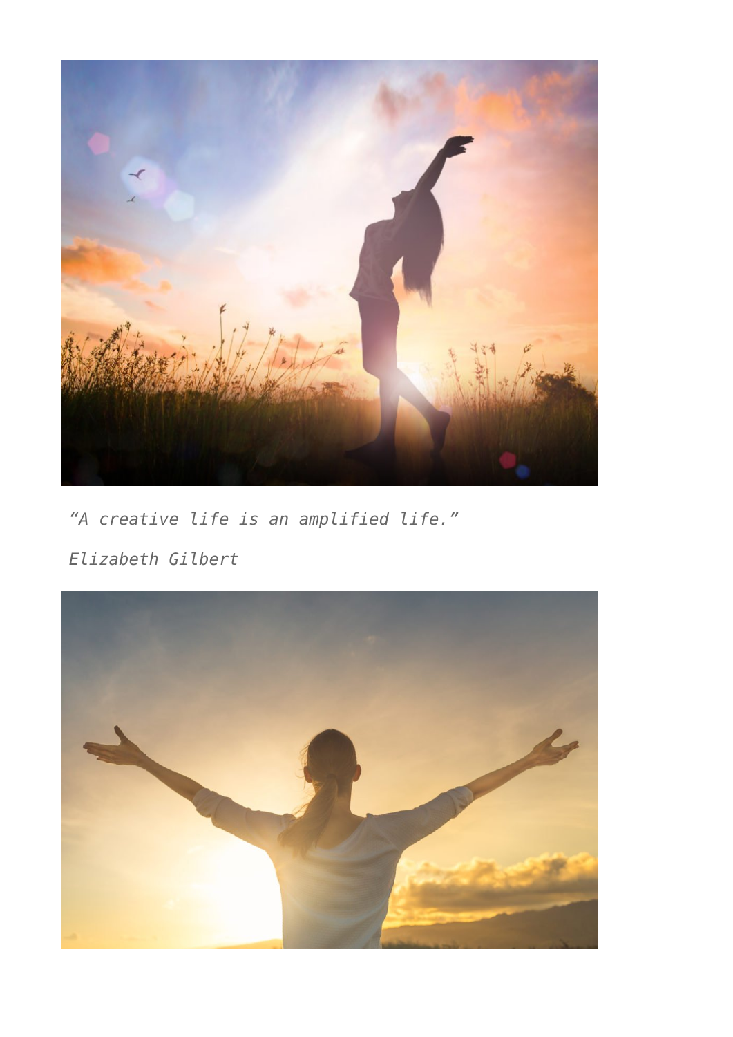*“A creative life is an amplified life.”*

*Elizabeth Gilbert*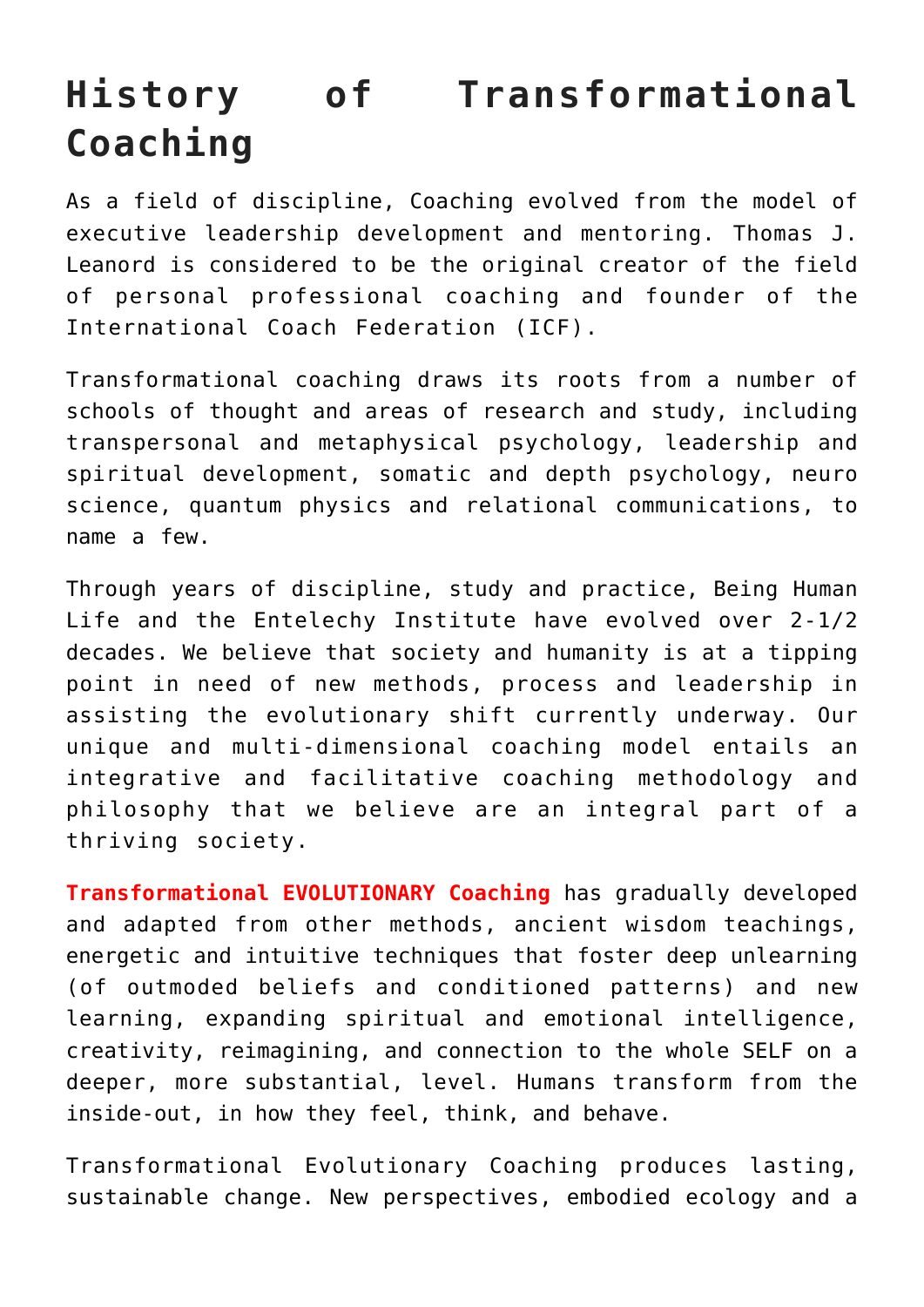# History of Transformational Coaching

As a field of discipline, Coaching evolved from the model of executive leadership development and mentoring. Thomas J. Leanord is considered to be the original creator of the field of personal professional coaching and founder of the International Coach Federation (ICF).

Transformational coaching draws its roots from a number of schools of thought and areas of research and study, including transpersonal and metaphysical psychology, leadership and spiritual development, somatic and depth psychology, neuro science, quantum physics and relational communications, to name a few.

Through years of discipline, study and practice, Being Human Life and the Entelechy Institute have evolved over 2-1/2 decades. We believe that society and humanity is at a tipping point in need of new methods, process and leadership in assisting the evolutionary shift currently underway. Our unique and multi-dimensional coaching model entails an integrative and facilitative coaching methodology and philosophy that we believe are an integral part of a thriving society.

**Transformational EVOLUTIONARY Coaching** has gradually developed and adapted from other methods, ancient wisdom teachings, energetic and intuitive techniques that foster deep unlearning (of outmoded beliefs and conditioned patterns) and new learning, expanding spiritual and emotional intelligence, creativity, reimagining, and connection to the whole SELF on a deeper, more substantial, level. Humans transform from the inside-out, in how they feel, think, and behave.

Transformational Evolutionary Coaching produces lasting, sustainable change. New perspectives, embodied ecology and a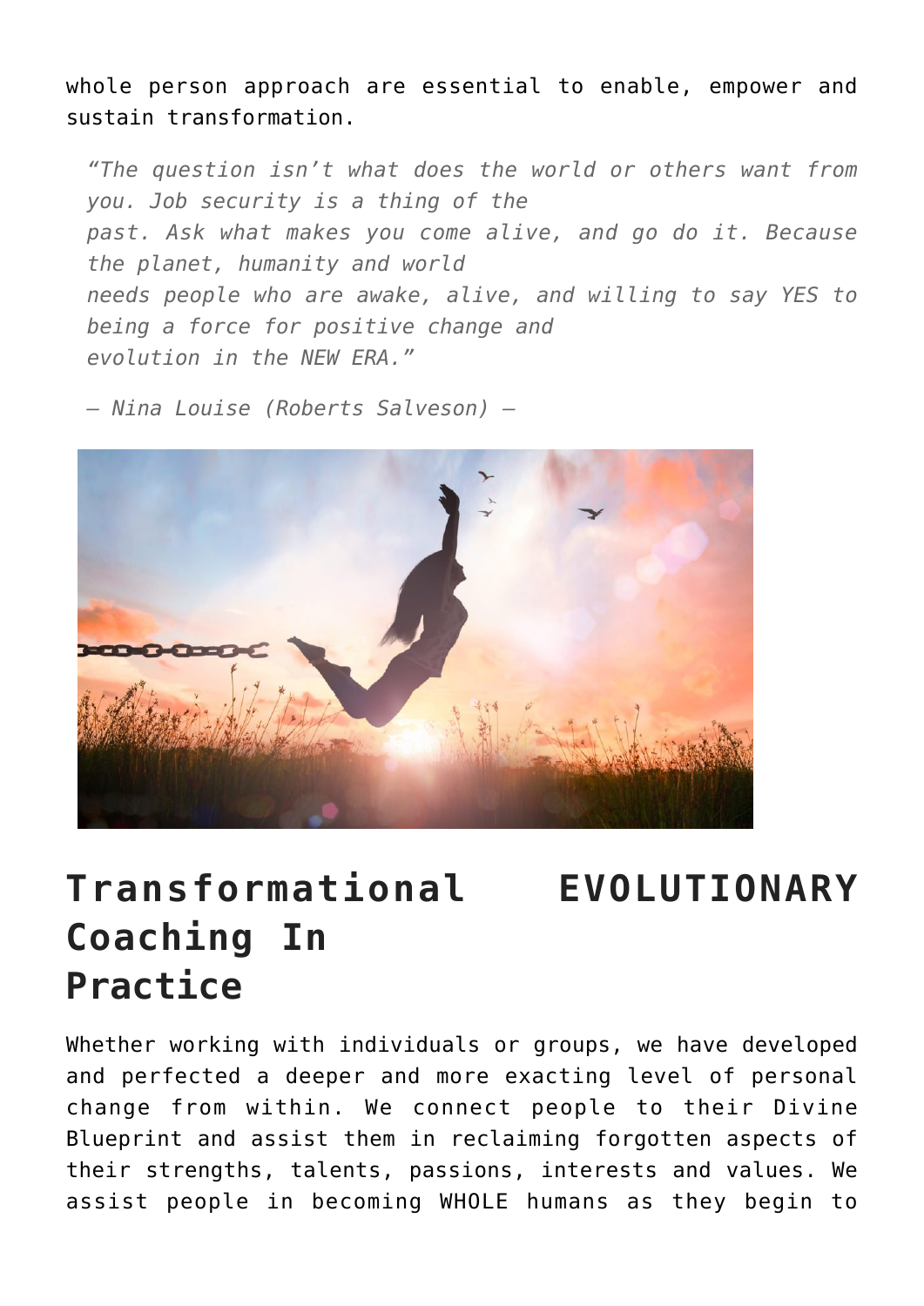whole person approach are essential to enable, empower and sustain transformation.

> *"The question isn't what does the world or others want from you. Job security is a thing of the past. Ask what makes you come alive, and go do it. Because the planet, humanity and world needs people who are awake, alive, and willing to say YES to being a force for positive change and evolution in the NEW ERA."*
>
> *– Nina Louise (Roberts Salveson) –*

## Transformational EVOLUTIONARY Coaching In Practice

Whether working with individuals or groups, we have developed and perfected a deeper and more exacting level of personal change from within. We connect people to their Divine Blueprint and assist them in reclaiming forgotten aspects of their strengths, talents, passions, interests and values. We assist people in becoming WHOLE humans as they begin to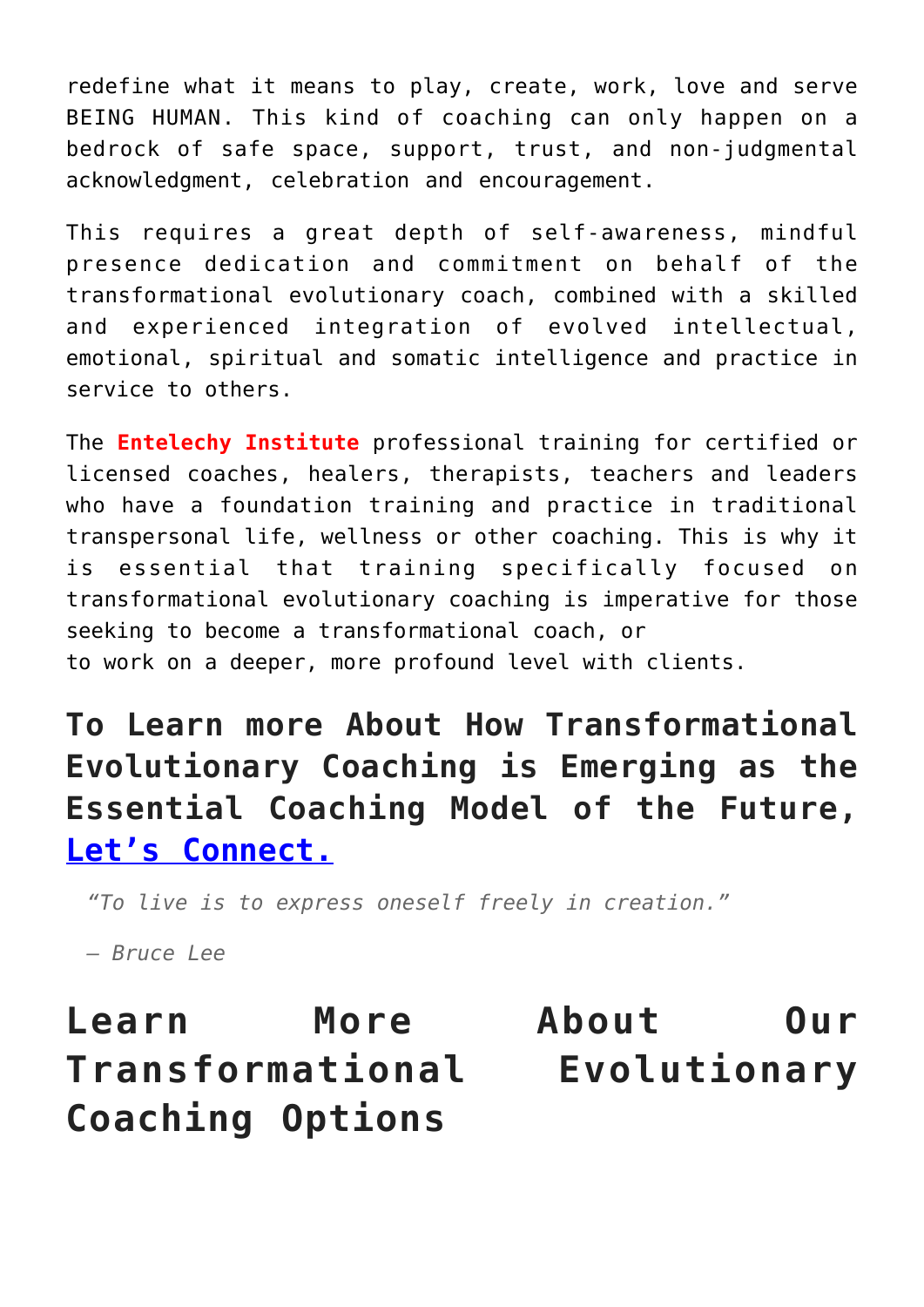redefine what it means to play, create, work, love and serve BEING HUMAN. This kind of coaching can only happen on a bedrock of safe space, support, trust, and non-judgmental acknowledgment, celebration and encouragement.

This requires a great depth of self-awareness, mindful presence dedication and commitment on behalf of the transformational evolutionary coach, combined with a skilled and experienced integration of evolved intellectual, emotional, spiritual and somatic intelligence and practice in service to others.

The **Entelechy Institute** professional training for certified or licensed coaches, healers, therapists, teachers and leaders who have a foundation training and practice in traditional transpersonal life, wellness or other coaching. This is why it is essential that training specifically focused on transformational evolutionary coaching is imperative for those seeking to become a transformational coach, or
to work on a deeper, more profound level with clients.

## To Learn more About How Transformational Evolutionary Coaching is Emerging as the Essential Coaching Model of the Future, Let's Connect.

> *"To live is to express oneself freely in creation."*
>
> *— Bruce Lee*

## Learn More About Our Transformational Evolutionary Coaching Options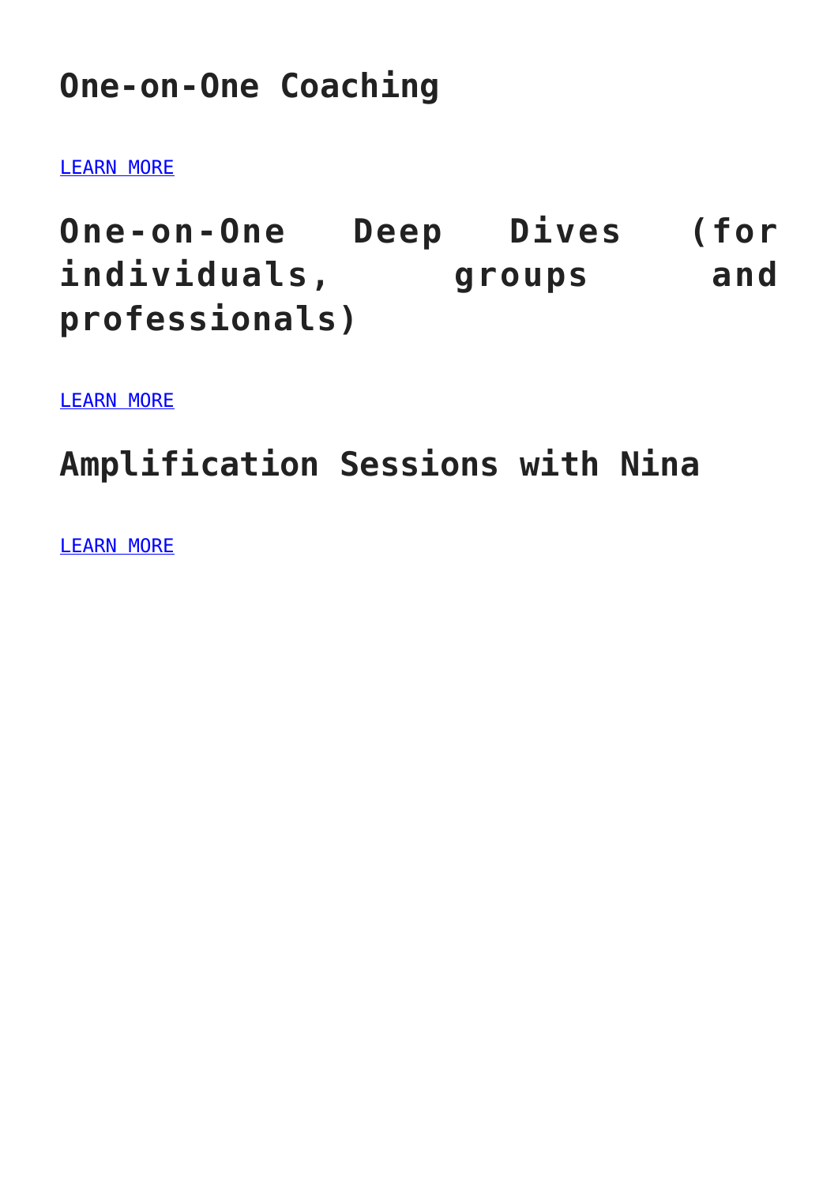## One-on-One Coaching

LEARN MORE

## One-on-One Deep Dives (for individuals, groups and professionals)

LEARN MORE

## Amplification Sessions with Nina

LEARN MORE